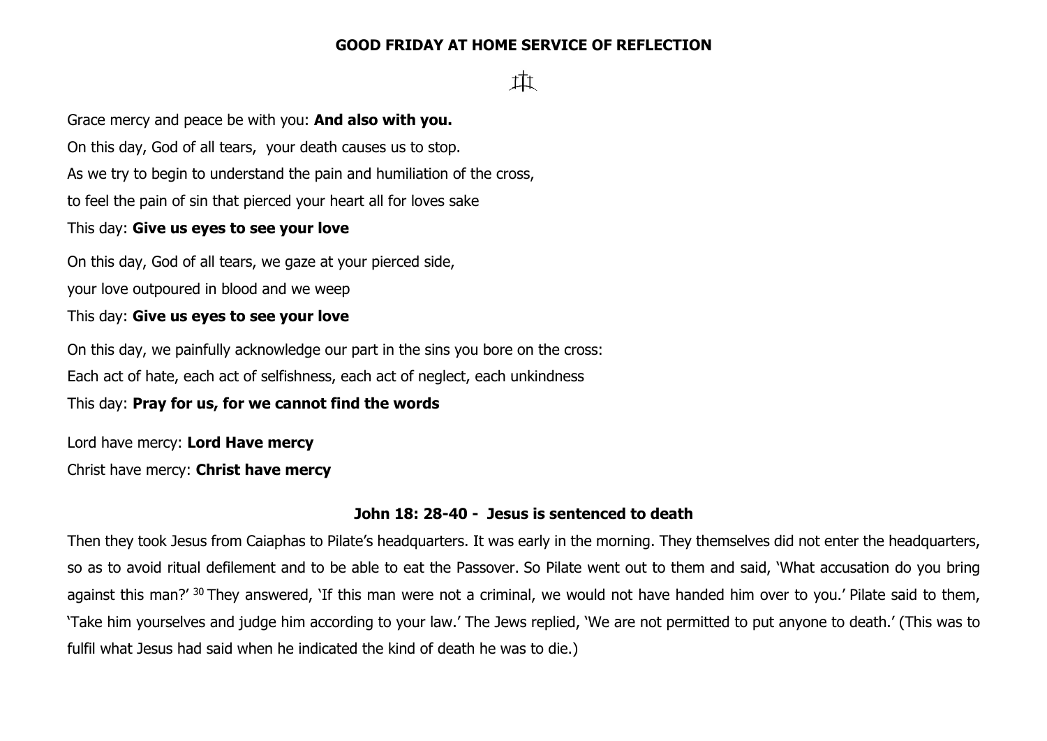**GOOD FRIDAY AT HOME SERVICE OF REFLECTION**

Grace mercy and peace be with you: **And also with you.**

On this day, God of all tears, your death causes us to stop.

As we try to begin to understand the pain and humiliation of the cross,

to feel the pain of sin that pierced your heart all for loves sake

This day: **Give us eyes to see your love**

On this day, God of all tears, we gaze at your pierced side,

your love outpoured in blood and we weep

This day: **Give us eyes to see your love**

On this day, we painfully acknowledge our part in the sins you bore on the cross:

Each act of hate, each act of selfishness, each act of neglect, each unkindness

This day: **Pray for us, for we cannot find the words**

Lord have mercy: **Lord Have mercy**

Christ have mercy: **Christ have mercy**

**John 18: 28-40 - Jesus is sentenced to death**

Then they took Jesus from Caiaphas to Pilate's headquarters. It was early in the morning. They themselves did not enter the headquarters, so as to avoid ritual defilement and to be able to eat the Passover. So Pilate went out to them and said, 'What accusation do you bring against this man?' [30] They answered, 'If this man were not a criminal, we would not have handed him over to you.' Pilate said to them, 'Take him yourselves and judge him according to your law.' The Jews replied, 'We are not permitted to put anyone to death.' (This was to fulfil what Jesus had said when he indicated the kind of death he was to die.)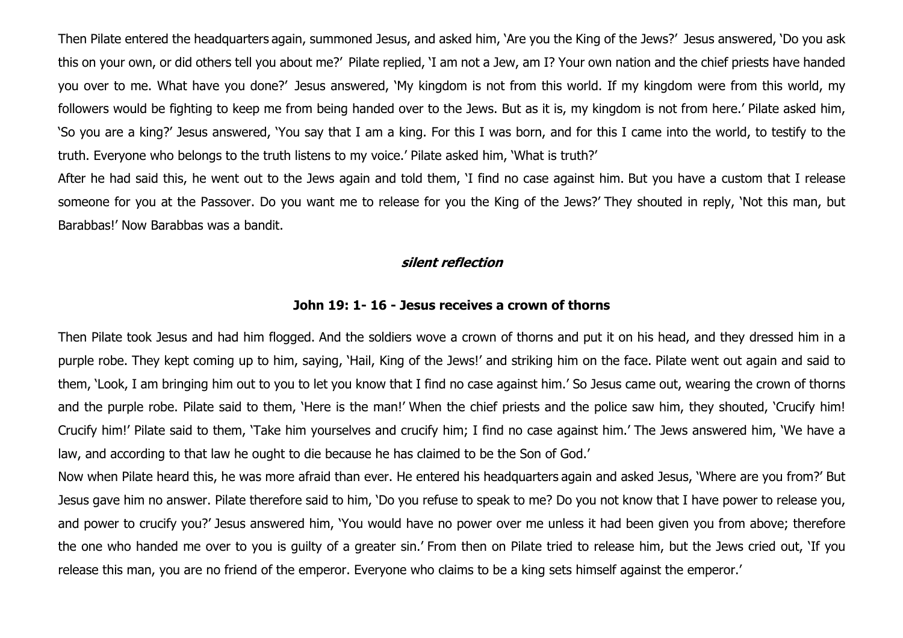Then Pilate entered the headquarters again, summoned Jesus, and asked him, 'Are you the King of the Jews?' Jesus answered, 'Do you ask this on your own, or did others tell you about me?' Pilate replied, 'I am not a Jew, am I? Your own nation and the chief priests have handed you over to me. What have you done?' Jesus answered, 'My kingdom is not from this world. If my kingdom were from this world, my followers would be fighting to keep me from being handed over to the Jews. But as it is, my kingdom is not from here.' Pilate asked him, 'So you are a king?' Jesus answered, 'You say that I am a king. For this I was born, and for this I came into the world, to testify to the truth. Everyone who belongs to the truth listens to my voice.' Pilate asked him, 'What is truth?'

After he had said this, he went out to the Jews again and told them, 'I find no case against him. But you have a custom that I release someone for you at the Passover. Do you want me to release for you the King of the Jews?' They shouted in reply, 'Not this man, but Barabbas!' Now Barabbas was a bandit.

***silent reflection***

**John 19: 1- 16 - Jesus receives a crown of thorns**

Then Pilate took Jesus and had him flogged. And the soldiers wove a crown of thorns and put it on his head, and they dressed him in a purple robe. They kept coming up to him, saying, 'Hail, King of the Jews!' and striking him on the face. Pilate went out again and said to them, 'Look, I am bringing him out to you to let you know that I find no case against him.' So Jesus came out, wearing the crown of thorns and the purple robe. Pilate said to them, 'Here is the man!' When the chief priests and the police saw him, they shouted, 'Crucify him! Crucify him!' Pilate said to them, 'Take him yourselves and crucify him; I find no case against him.' The Jews answered him, 'We have a law, and according to that law he ought to die because he has claimed to be the Son of God.'

Now when Pilate heard this, he was more afraid than ever. He entered his headquarters again and asked Jesus, 'Where are you from?' But Jesus gave him no answer. Pilate therefore said to him, 'Do you refuse to speak to me? Do you not know that I have power to release you, and power to crucify you?' Jesus answered him, 'You would have no power over me unless it had been given you from above; therefore the one who handed me over to you is guilty of a greater sin.' From then on Pilate tried to release him, but the Jews cried out, 'If you release this man, you are no friend of the emperor. Everyone who claims to be a king sets himself against the emperor.'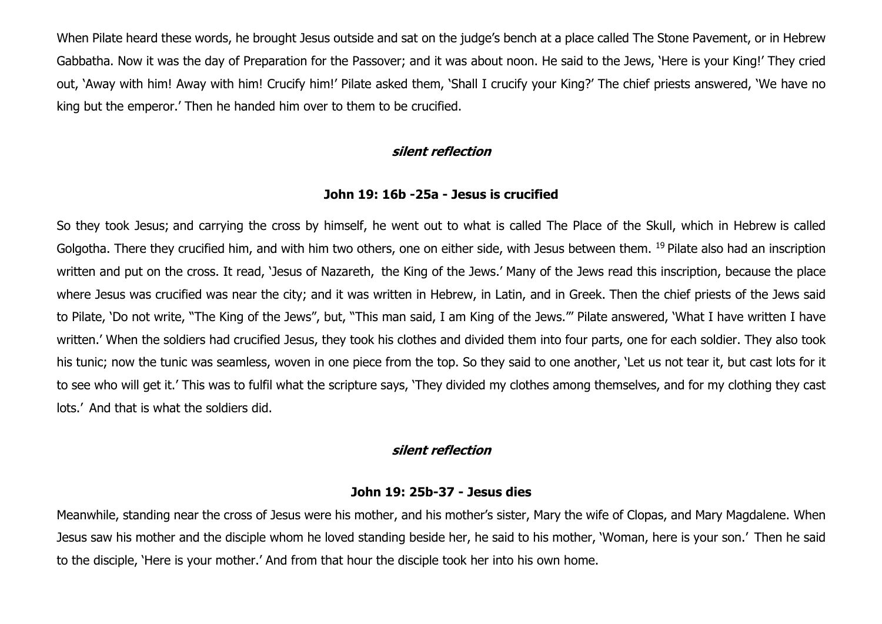When Pilate heard these words, he brought Jesus outside and sat on the judge's bench at a place called The Stone Pavement, or in Hebrew Gabbatha. Now it was the day of Preparation for the Passover; and it was about noon. He said to the Jews, 'Here is your King!' They cried out, 'Away with him! Away with him! Crucify him!' Pilate asked them, 'Shall I crucify your King?' The chief priests answered, 'We have no king but the emperor.' Then he handed him over to them to be crucified.

***silent reflection***

**John 19: 16b -25a - Jesus is crucified**

So they took Jesus; and carrying the cross by himself, he went out to what is called The Place of the Skull, which in Hebrew is called Golgotha. There they crucified him, and with him two others, one on either side, with Jesus between them. [19] Pilate also had an inscription written and put on the cross. It read, 'Jesus of Nazareth, the King of the Jews.' Many of the Jews read this inscription, because the place where Jesus was crucified was near the city; and it was written in Hebrew, in Latin, and in Greek. Then the chief priests of the Jews said to Pilate, 'Do not write, "The King of the Jews", but, "This man said, I am King of the Jews."' Pilate answered, 'What I have written I have written.' When the soldiers had crucified Jesus, they took his clothes and divided them into four parts, one for each soldier. They also took his tunic; now the tunic was seamless, woven in one piece from the top. So they said to one another, 'Let us not tear it, but cast lots for it to see who will get it.' This was to fulfil what the scripture says, 'They divided my clothes among themselves, and for my clothing they cast lots.' And that is what the soldiers did.

***silent reflection***

**John 19: 25b-37 - Jesus dies**

Meanwhile, standing near the cross of Jesus were his mother, and his mother's sister, Mary the wife of Clopas, and Mary Magdalene. When Jesus saw his mother and the disciple whom he loved standing beside her, he said to his mother, 'Woman, here is your son.' Then he said to the disciple, 'Here is your mother.' And from that hour the disciple took her into his own home.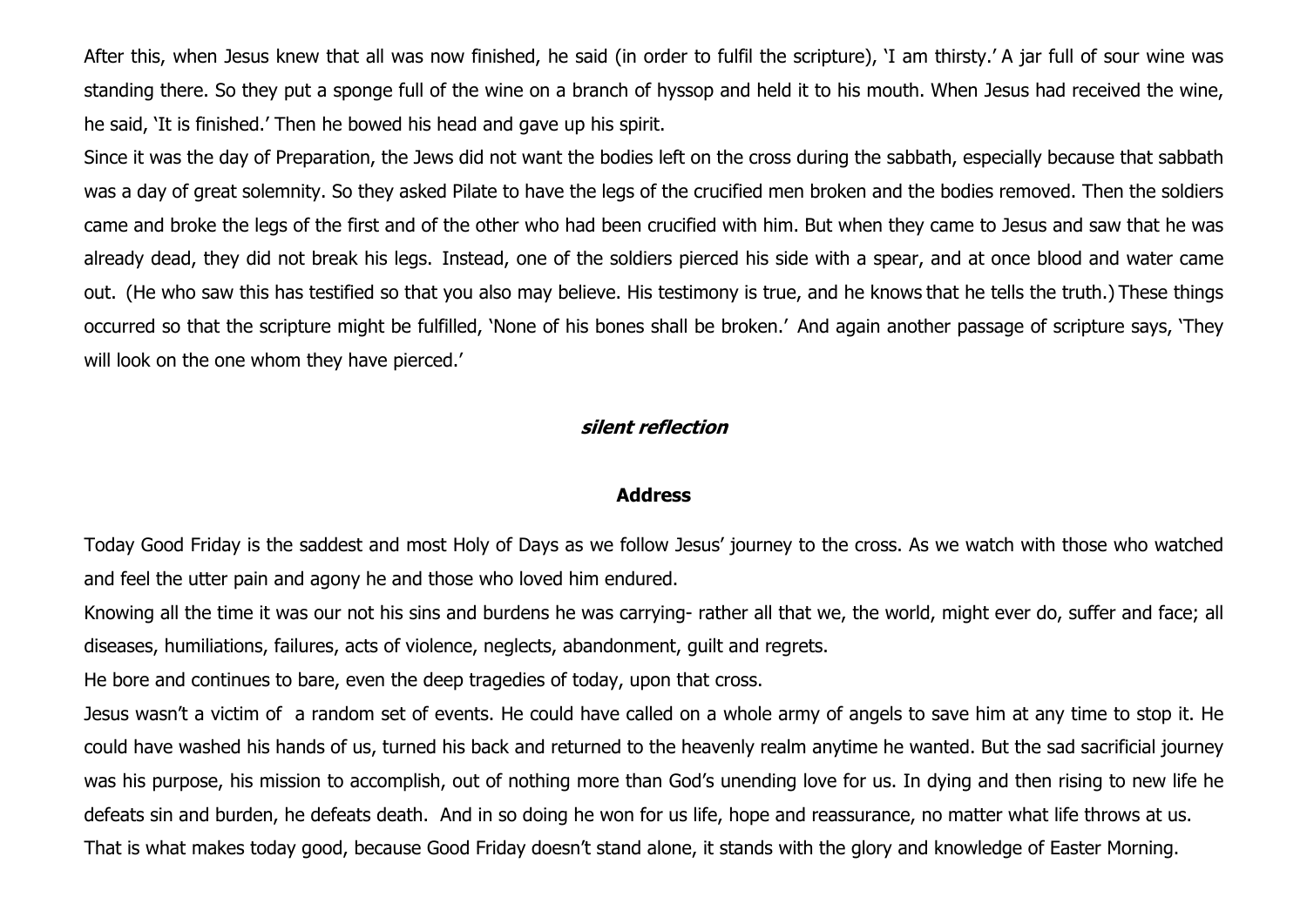After this, when Jesus knew that all was now finished, he said (in order to fulfil the scripture), 'I am thirsty.' A jar full of sour wine was standing there. So they put a sponge full of the wine on a branch of hyssop and held it to his mouth. When Jesus had received the wine, he said, 'It is finished.' Then he bowed his head and gave up his spirit.

Since it was the day of Preparation, the Jews did not want the bodies left on the cross during the sabbath, especially because that sabbath was a day of great solemnity. So they asked Pilate to have the legs of the crucified men broken and the bodies removed. Then the soldiers came and broke the legs of the first and of the other who had been crucified with him. But when they came to Jesus and saw that he was already dead, they did not break his legs. Instead, one of the soldiers pierced his side with a spear, and at once blood and water came out. (He who saw this has testified so that you also may believe. His testimony is true, and he knows that he tells the truth.) These things occurred so that the scripture might be fulfilled, 'None of his bones shall be broken.' And again another passage of scripture says, 'They will look on the one whom they have pierced.'

***silent reflection***

**Address**

Today Good Friday is the saddest and most Holy of Days as we follow Jesus' journey to the cross. As we watch with those who watched and feel the utter pain and agony he and those who loved him endured.

Knowing all the time it was our not his sins and burdens he was carrying- rather all that we, the world, might ever do, suffer and face; all diseases, humiliations, failures, acts of violence, neglects, abandonment, guilt and regrets.

He bore and continues to bare, even the deep tragedies of today, upon that cross.

Jesus wasn't a victim of a random set of events. He could have called on a whole army of angels to save him at any time to stop it. He could have washed his hands of us, turned his back and returned to the heavenly realm anytime he wanted. But the sad sacrificial journey was his purpose, his mission to accomplish, out of nothing more than God's unending love for us. In dying and then rising to new life he defeats sin and burden, he defeats death. And in so doing he won for us life, hope and reassurance, no matter what life throws at us.

That is what makes today good, because Good Friday doesn't stand alone, it stands with the glory and knowledge of Easter Morning.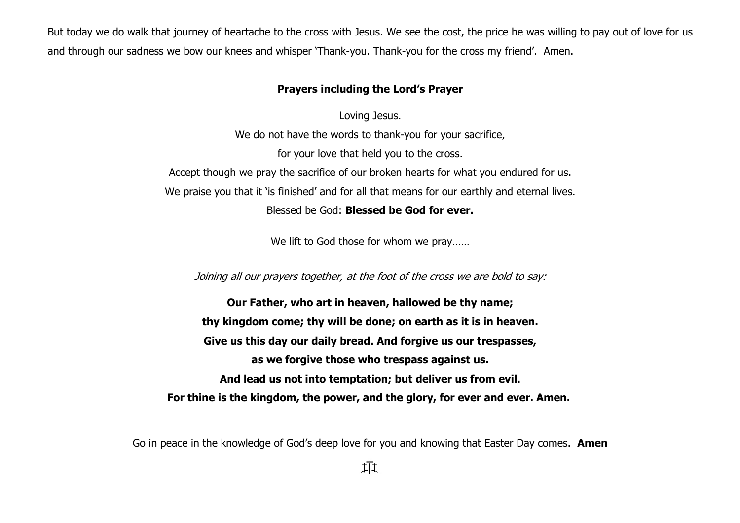But today we do walk that journey of heartache to the cross with Jesus. We see the cost, the price he was willing to pay out of love for us and through our sadness we bow our knees and whisper 'Thank-you. Thank-you for the cross my friend'. Amen.

**Prayers including the Lord's Prayer**

Loving Jesus.  
We do not have the words to thank-you for your sacrifice,  
for your love that held you to the cross.  
Accept though we pray the sacrifice of our broken hearts for what you endured for us.  
We praise you that it 'is finished' and for all that means for our earthly and eternal lives.  
Blessed be God: **Blessed be God for ever.**

We lift to God those for whom we pray……

*Joining all our prayers together, at the foot of the cross we are bold to say:*

**Our Father, who art in heaven, hallowed be thy name;**  
**thy kingdom come; thy will be done; on earth as it is in heaven.**  
**Give us this day our daily bread. And forgive us our trespasses,**  
**as we forgive those who trespass against us.**  
**And lead us not into temptation; but deliver us from evil.**  
**For thine is the kingdom, the power, and the glory, for ever and ever. Amen.**

Go in peace in the knowledge of God's deep love for you and knowing that Easter Day comes. **Amen**